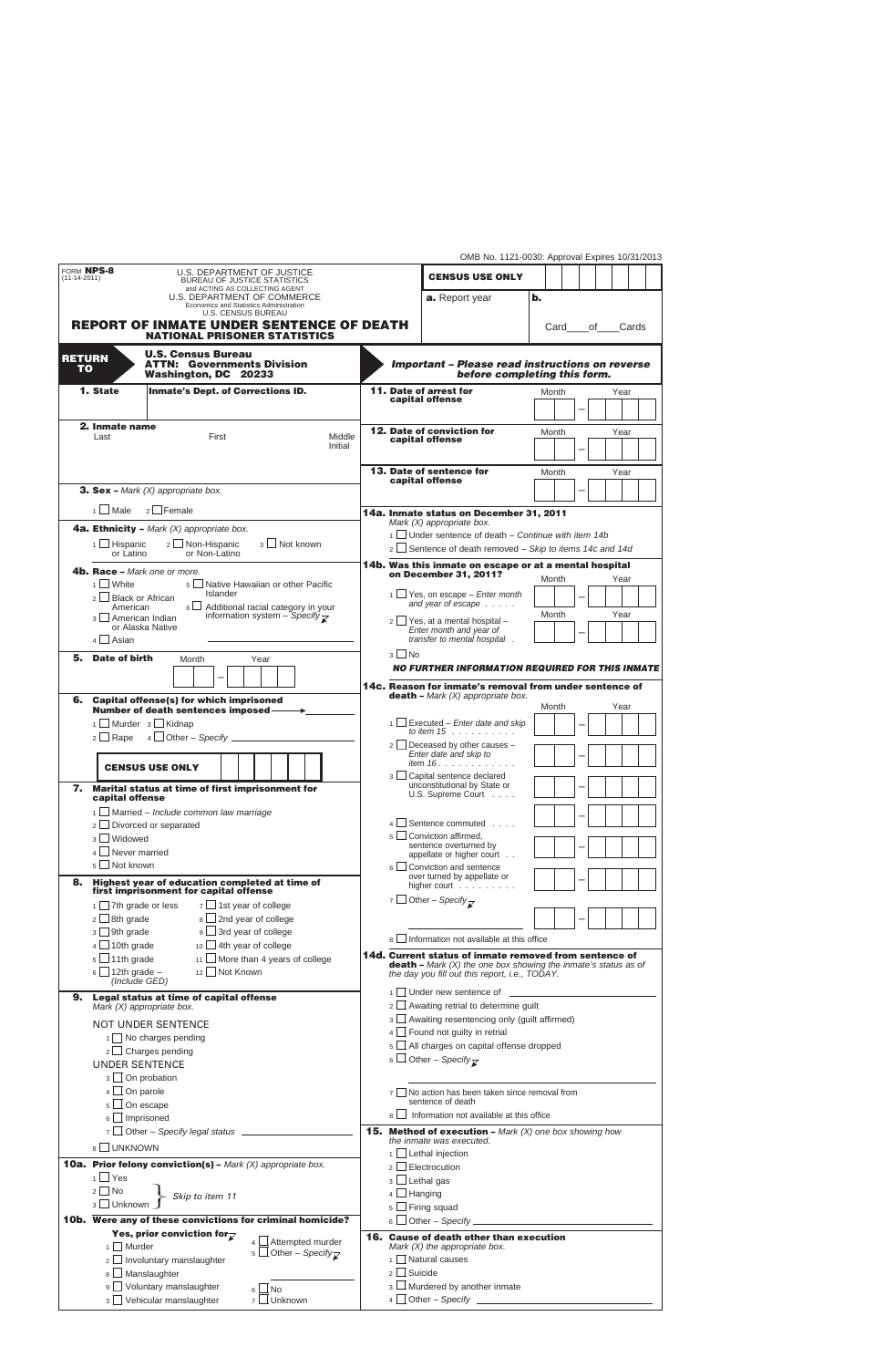OMB No. 1121-0030: Approval Expires 10/31/2013

FORM **NPS-8**
(11-14-2011)

U.S. DEPARTMENT OF JUSTICE
BUREAU OF JUSTICE STATISTICS
and ACTING AS COLLECTING AGENT
U.S. DEPARTMENT OF COMMERCE
Economics and Statistics Administration
U.S. CENSUS BUREAU

# REPORT OF INMATE UNDER SENTENCE OF DEATH
## NATIONAL PRISONER STATISTICS

**CENSUS USE ONLY**

**a.** Report year | **b.** Card____of____Cards

**RETURN TO** **U.S. Census Bureau**
**ATTN: Governments Division**
**Washington, DC 20233**

***Important – Please read instructions on reverse before completing this form.***

**1. State** | **Inmate's Dept. of Corrections ID.**

**2. Inmate name**
Last | First | Middle Initial

**3. Sex –** *Mark (X) appropriate box.*

1 ☐ Male 2 ☐ Female

**4a. Ethnicity –** *Mark (X) appropriate box.*

1 ☐ Hispanic or Latino 2 ☐ Non-Hispanic or Non-Latino 3 ☐ Not known

**4b. Race –** *Mark one or more.*

1 ☐ White
2 ☐ Black or African American
3 ☐ American Indian or Alaska Native
4 ☐ Asian
5 ☐ Native Hawaiian or other Pacific Islander
6 ☐ Additional racial category in your information system – *Specify* ____________

**5. Date of birth** Month – Year

**6. Capital offense(s) for which imprisoned**
**Number of death sentences imposed** ____________

1 ☐ Murder 3 ☐ Kidnap
2 ☐ Rape 4 ☐ Other – *Specify* ____________

**CENSUS USE ONLY**

**7. Marital status at time of first imprisonment for capital offense**

1 ☐ Married – *Include common law marriage*
2 ☐ Divorced or separated
3 ☐ Widowed
4 ☐ Never married
5 ☐ Not known

**8. Highest year of education completed at time of first imprisonment for capital offense**

1 ☐ 7th grade or less
2 ☐ 8th grade
3 ☐ 9th grade
4 ☐ 10th grade
5 ☐ 11th grade
6 ☐ 12th grade – *(Include GED)*
7 ☐ 1st year of college
8 ☐ 2nd year of college
9 ☐ 3rd year of college
10 ☐ 4th year of college
11 ☐ More than 4 years of college
12 ☐ Not Known

**9. Legal status at time of capital offense**
*Mark (X) appropriate box.*

NOT UNDER SENTENCE
1 ☐ No charges pending
2 ☐ Charges pending
UNDER SENTENCE
3 ☐ On probation
4 ☐ On parole
5 ☐ On escape
6 ☐ Imprisoned
7 ☐ Other – *Specify legal status* ____________
8 ☐ UNKNOWN

**10a. Prior felony conviction(s) –** *Mark (X) appropriate box.*

1 ☐ Yes
2 ☐ No } *Skip to item 11*
3 ☐ Unknown }

**10b. Were any of these convictions for criminal homicide?**

**Yes, prior conviction for**
1 ☐ Murder
2 ☐ Involuntary manslaughter
8 ☐ Manslaughter
9 ☐ Voluntary manslaughter
3 ☐ Vehicular manslaughter
4 ☐ Attempted murder
5 ☐ Other – *Specify* ____________
6 ☐ No
7 ☐ Unknown

**11. Date of arrest for capital offense** Month – Year

**12. Date of conviction for capital offense** Month – Year

**13. Date of sentence for capital offense** Month – Year

**14a. Inmate status on December 31, 2011**
*Mark (X) appropriate box.*

1 ☐ Under sentence of death – *Continue with item 14b*
2 ☐ Sentence of death removed – *Skip to items 14c and 14d*

**14b. Was this inmate on escape or at a mental hospital on December 31, 2011?**

1 ☐ Yes, on escape – *Enter month and year of escape* . . . . . Month – Year
2 ☐ Yes, at a mental hospital – *Enter month and year of transfer to mental hospital* . Month – Year
3 ☐ No

***NO FURTHER INFORMATION REQUIRED FOR THIS INMATE***

**14c. Reason for inmate's removal from under sentence of death –** *Mark (X) appropriate box.*

| | Month – Year |
|---|---|
| 1 ☐ Executed – *Enter date and skip to item 15* . . . . . . . . . | |
| 2 ☐ Deceased by other causes – *Enter date and skip to item 16* . . . . . . . . . . . | |
| 3 ☐ Capital sentence declared unconstitutional by State or U.S. Supreme Court . . . . | |
| 4 ☐ Sentence commuted . . . . | |
| 5 ☐ Conviction affirmed, sentence overturned by appellate or higher court . . | |
| 6 ☐ Conviction and sentence over turned by appellate or higher court . . . . . . . . . | |
| 7 ☐ Other – *Specify* ____________ | |

8 ☐ Information not available at this office

**14d. Current status of inmate removed from sentence of death –** *Mark (X) the one box showing the inmate's status as of the day you fill out this report, i.e., TODAY.*

1 ☐ Under new sentence of ____________
2 ☐ Awaiting retrial to determine guilt
3 ☐ Awaiting resentencing only (guilt affirmed)
4 ☐ Found not guilty in retrial
5 ☐ All charges on capital offense dropped
6 ☐ Other – *Specify* ____________
7 ☐ No action has been taken since removal from sentence of death
8 ☐ Information not available at this office

**15. Method of execution –** *Mark (X) one box showing how the inmate was executed.*

1 ☐ Lethal injection
2 ☐ Electrocution
3 ☐ Lethal gas
4 ☐ Hanging
5 ☐ Firing squad
6 ☐ Other – *Specify* ____________

**16. Cause of death other than execution**
*Mark (X) the appropriate box.*

1 ☐ Natural causes
2 ☐ Suicide
3 ☐ Murdered by another inmate
4 ☐ Other – *Specify* ____________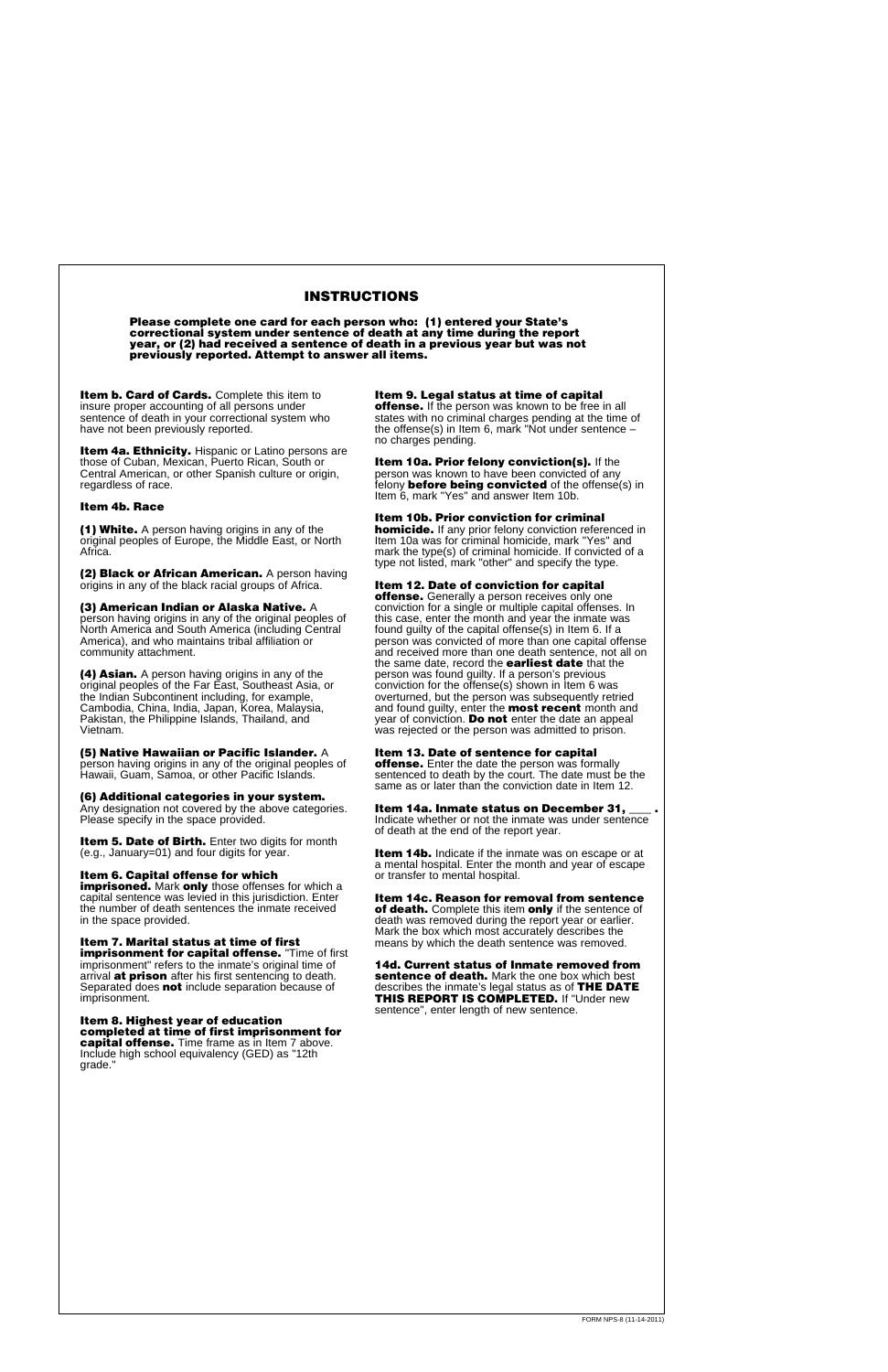# INSTRUCTIONS

**Please complete one card for each person who: (1) entered your State's correctional system under sentence of death at any time during the report year, or (2) had received a sentence of death in a previous year but was not previously reported. Attempt to answer all items.**

**Item b. Card of Cards.** Complete this item to insure proper accounting of all persons under sentence of death in your correctional system who have not been previously reported.

**Item 4a. Ethnicity.** Hispanic or Latino persons are those of Cuban, Mexican, Puerto Rican, South or Central American, or other Spanish culture or origin, regardless of race.

**Item 4b. Race**

**(1) White.** A person having origins in any of the original peoples of Europe, the Middle East, or North Africa.

**(2) Black or African American.** A person having origins in any of the black racial groups of Africa.

**(3) American Indian or Alaska Native.** A person having origins in any of the original peoples of North America and South America (including Central America), and who maintains tribal affiliation or community attachment.

**(4) Asian.** A person having origins in any of the original peoples of the Far East, Southeast Asia, or the Indian Subcontinent including, for example, Cambodia, China, India, Japan, Korea, Malaysia, Pakistan, the Philippine Islands, Thailand, and Vietnam.

**(5) Native Hawaiian or Pacific Islander.** A person having origins in any of the original peoples of Hawaii, Guam, Samoa, or other Pacific Islands.

**(6) Additional categories in your system.** Any designation not covered by the above categories. Please specify in the space provided.

**Item 5. Date of Birth.** Enter two digits for month (e.g., January=01) and four digits for year.

**Item 6. Capital offense for which imprisoned.** Mark **only** those offenses for which a capital sentence was levied in this jurisdiction. Enter the number of death sentences the inmate received in the space provided.

**Item 7. Marital status at time of first imprisonment for capital offense.** "Time of first imprisonment" refers to the inmate's original time of arrival **at prison** after his first sentencing to death. Separated does **not** include separation because of imprisonment.

**Item 8. Highest year of education completed at time of first imprisonment for capital offense.** Time frame as in Item 7 above. Include high school equivalency (GED) as "12th grade."

**Item 9. Legal status at time of capital offense.** If the person was known to be free in all states with no criminal charges pending at the time of the offense(s) in Item 6, mark "Not under sentence – no charges pending.

**Item 10a. Prior felony conviction(s).** If the person was known to have been convicted of any felony **before being convicted** of the offense(s) in Item 6, mark "Yes" and answer Item 10b.

**Item 10b. Prior conviction for criminal homicide.** If any prior felony conviction referenced in Item 10a was for criminal homicide, mark "Yes" and mark the type(s) of criminal homicide. If convicted of a type not listed, mark "other" and specify the type.

**Item 12. Date of conviction for capital offense.** Generally a person receives only one conviction for a single or multiple capital offenses. In this case, enter the month and year the inmate was found guilty of the capital offense(s) in Item 6. If a person was convicted of more than one capital offense and received more than one death sentence, not all on the same date, record the **earliest date** that the person was found guilty. If a person's previous conviction for the offense(s) shown in Item 6 was overturned, but the person was subsequently retried and found guilty, enter the **most recent** month and year of conviction. **Do not** enter the date an appeal was rejected or the person was admitted to prison.

**Item 13. Date of sentence for capital offense.** Enter the date the person was formally sentenced to death by the court. The date must be the same as or later than the conviction date in Item 12.

**Item 14a. Inmate status on December 31, \_\_\_\_ .** Indicate whether or not the inmate was under sentence of death at the end of the report year.

**Item 14b.** Indicate if the inmate was on escape or at a mental hospital. Enter the month and year of escape or transfer to mental hospital.

**Item 14c. Reason for removal from sentence of death.** Complete this item **only** if the sentence of death was removed during the report year or earlier. Mark the box which most accurately describes the means by which the death sentence was removed.

**14d. Current status of Inmate removed from sentence of death.** Mark the one box which best describes the inmate's legal status as of **THE DATE THIS REPORT IS COMPLETED.** If "Under new sentence", enter length of new sentence.

FORM NPS-8 (11-14-2011)